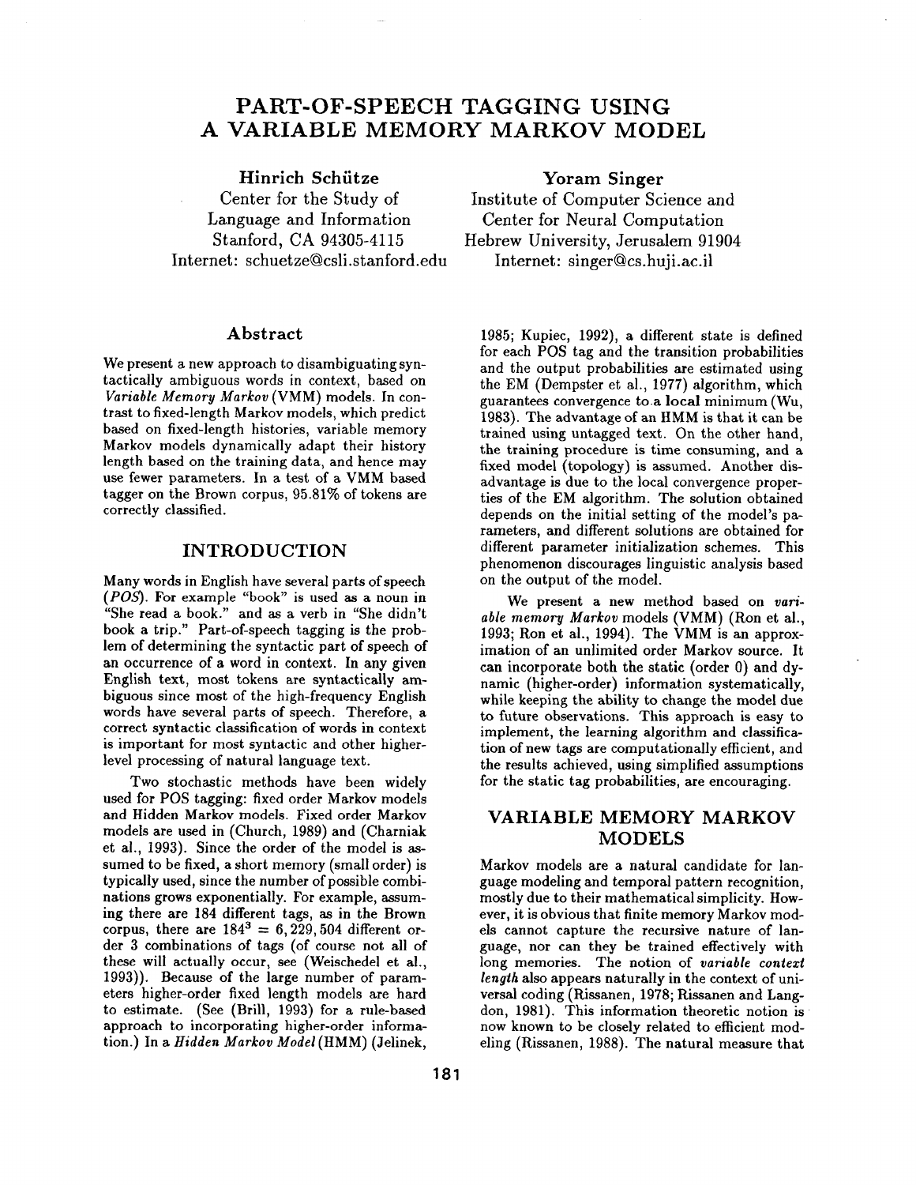# PART-OF-SPEECH TAGGING USING A VARIABLE MEMORY MARKOV MODEL

**Hinrich Schütze**
Center for the Study of Language and Information
Stanford, CA 94305-4115
Internet: schuetze@csli.stanford.edu

**Yoram Singer**
Institute of Computer Science and Center for Neural Computation
Hebrew University, Jerusalem 91904
Internet: singer@cs.huji.ac.il

## Abstract

We present a new approach to disambiguating syntactically ambiguous words in context, based on *Variable Memory Markov* (VMM) models. In contrast to fixed-length Markov models, which predict based on fixed-length histories, variable memory Markov models dynamically adapt their history length based on the training data, and hence may use fewer parameters. In a test of a VMM based tagger on the Brown corpus, 95.81% of tokens are correctly classified.

## INTRODUCTION

Many words in English have several parts of speech (*POS*). For example "book" is used as a noun in "She read a book." and as a verb in "She didn't book a trip." Part-of-speech tagging is the problem of determining the syntactic part of speech of an occurrence of a word in context. In any given English text, most tokens are syntactically ambiguous since most of the high-frequency English words have several parts of speech. Therefore, a correct syntactic classification of words in context is important for most syntactic and other higher-level processing of natural language text.

Two stochastic methods have been widely used for POS tagging: fixed order Markov models and Hidden Markov models. Fixed order Markov models are used in (Church, 1989) and (Charniak et al., 1993). Since the order of the model is assumed to be fixed, a short memory (small order) is typically used, since the number of possible combinations grows exponentially. For example, assuming there are 184 different tags, as in the Brown corpus, there are $184^3 = 6,229,504$ different order 3 combinations of tags (of course not all of these will actually occur, see (Weischedel et al., 1993)). Because of the large number of parameters higher-order fixed length models are hard to estimate. (See (Brill, 1993) for a rule-based approach to incorporating higher-order information.) In a *Hidden Markov Model* (HMM) (Jelinek, 1985; Kupiec, 1992), a different state is defined for each POS tag and the transition probabilities and the output probabilities are estimated using the EM (Dempster et al., 1977) algorithm, which guarantees convergence to a local minimum (Wu, 1983). The advantage of an HMM is that it can be trained using untagged text. On the other hand, the training procedure is time consuming, and a fixed model (topology) is assumed. Another disadvantage is due to the local convergence properties of the EM algorithm. The solution obtained depends on the initial setting of the model's parameters, and different solutions are obtained for different parameter initialization schemes. This phenomenon discourages linguistic analysis based on the output of the model.

We present a new method based on *variable memory Markov* models (VMM) (Ron et al., 1993; Ron et al., 1994). The VMM is an approximation of an unlimited order Markov source. It can incorporate both the static (order 0) and dynamic (higher-order) information systematically, while keeping the ability to change the model due to future observations. This approach is easy to implement, the learning algorithm and classification of new tags are computationally efficient, and the results achieved, using simplified assumptions for the static tag probabilities, are encouraging.

## VARIABLE MEMORY MARKOV MODELS

Markov models are a natural candidate for language modeling and temporal pattern recognition, mostly due to their mathematical simplicity. However, it is obvious that finite memory Markov models cannot capture the recursive nature of language, nor can they be trained effectively with long memories. The notion of *variable context length* also appears naturally in the context of universal coding (Rissanen, 1978; Rissanen and Langdon, 1981). This information theoretic notion is now known to be closely related to efficient modeling (Rissanen, 1988). The natural measure that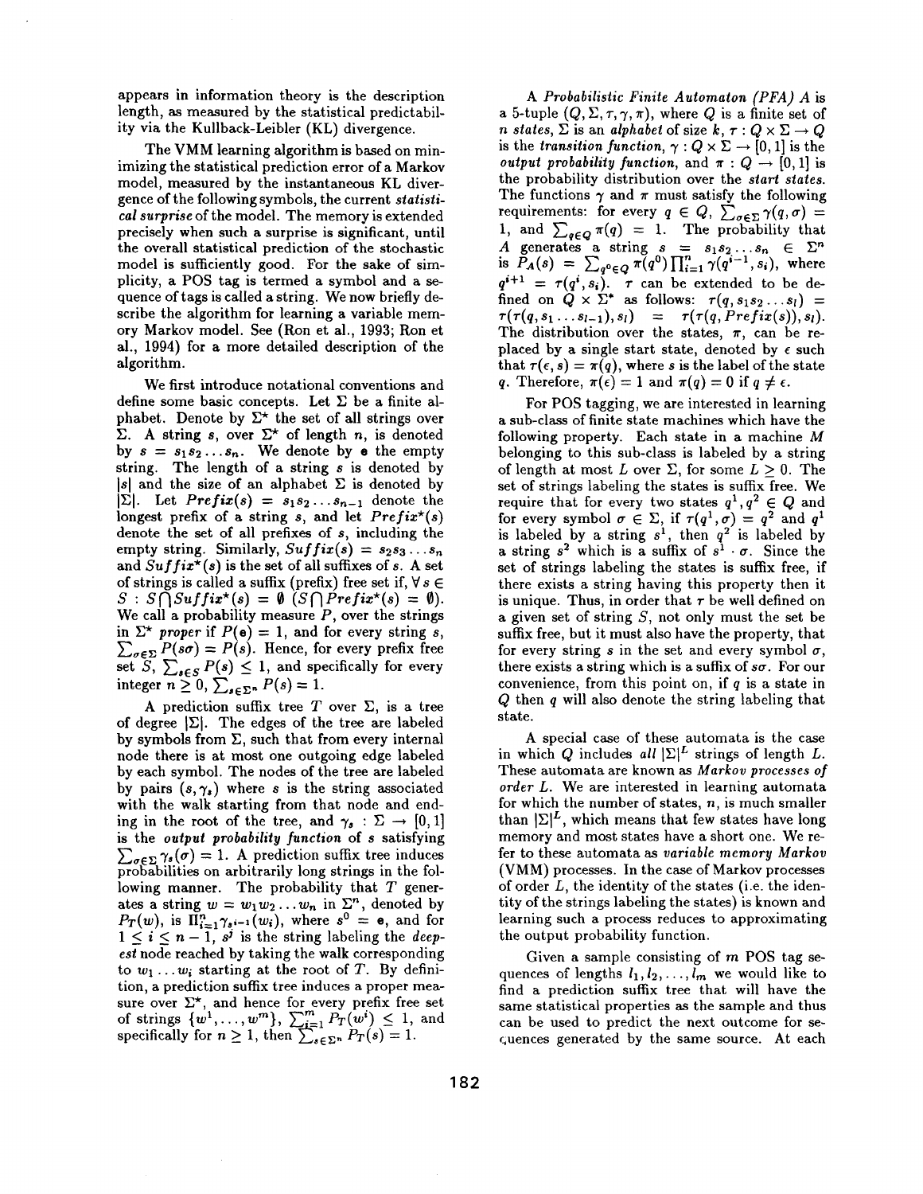appears in information theory is the description length, as measured by the statistical predictability via the Kullback-Leibler (KL) divergence.

The VMM learning algorithm is based on minimizing the statistical prediction error of a Markov model, measured by the instantaneous KL divergence of the following symbols, the current *statistical surprise* of the model. The memory is extended precisely when such a surprise is significant, until the overall statistical prediction of the stochastic model is sufficiently good. For the sake of simplicity, a POS tag is termed a symbol and a sequence of tags is called a string. We now briefly describe the algorithm for learning a variable memory Markov model. See (Ron et al., 1993; Ron et al., 1994) for a more detailed description of the algorithm.

We first introduce notational conventions and define some basic concepts. Let $\Sigma$ be a finite alphabet. Denote by $\Sigma^\star$ the set of all strings over $\Sigma$. A string $s$, over $\Sigma^\star$ of length $n$, is denoted by $s = s_1 s_2 \ldots s_n$. We denote by $e$ the empty string. The length of a string $s$ is denoted by $|s|$ and the size of an alphabet $\Sigma$ is denoted by $|\Sigma|$. Let $Prefix(s) = s_1 s_2 \ldots s_{n-1}$ denote the longest prefix of a string $s$, and let $Prefix^\star(s)$ denote the set of all prefixes of $s$, including the empty string. Similarly, $Suffix(s) = s_2 s_3 \ldots s_n$ and $Suffix^\star(s)$ is the set of all suffixes of $s$. A set of strings is called a suffix (prefix) free set if, $\forall s \in S : S \bigcap Suffix^\star(s) = \emptyset$ $(S \bigcap Prefix^\star(s) = \emptyset)$. We call a probability measure $P$, over the strings in $\Sigma^\star$ *proper* if $P(e) = 1$, and for every string $s$, $\sum_{\sigma \in \Sigma} P(s\sigma) = P(s)$. Hence, for every prefix free set $S$, $\sum_{s \in S} P(s) \leq 1$, and specifically for every integer $n \geq 0$, $\sum_{s \in \Sigma^n} P(s) = 1$.

A prediction suffix tree $T$ over $\Sigma$, is a tree of degree $|\Sigma|$. The edges of the tree are labeled by symbols from $\Sigma$, such that from every internal node there is at most one outgoing edge labeled by each symbol. The nodes of the tree are labeled by pairs $(s, \gamma_s)$ where $s$ is the string associated with the walk starting from that node and ending in the root of the tree, and $\gamma_s : \Sigma \rightarrow [0,1]$ is the *output probability function* of $s$ satisfying $\sum_{\sigma \in \Sigma} \gamma_s(\sigma) = 1$. A prediction suffix tree induces probabilities on arbitrarily long strings in the following manner. The probability that $T$ generates a string $w = w_1 w_2 \ldots w_n$ in $\Sigma^n$, denoted by $P_T(w)$, is $\Pi_{i=1}^{n} \gamma_{s^{i-1}}(w_i)$, where $s^0 = e$, and for $1 \leq i \leq n-1$, $s^j$ is the string labeling the *deepest* node reached by taking the walk corresponding to $w_1 \ldots w_i$ starting at the root of $T$. By definition, a prediction suffix tree induces a proper measure over $\Sigma^\star$, and hence for every prefix free set of strings $\{w^1, \ldots, w^m\}$, $\sum_{i=1}^{m} P_T(w^i) \leq 1$, and specifically for $n \geq 1$, then $\sum_{s \in \Sigma^n} P_T(s) = 1$.

A *Probabilistic Finite Automaton (PFA)* $A$ is a 5-tuple $(Q, \Sigma, \tau, \gamma, \pi)$, where $Q$ is a finite set of $n$ *states*, $\Sigma$ is an *alphabet* of size $k$, $\tau : Q \times \Sigma \rightarrow Q$ is the *transition function*, $\gamma : Q \times \Sigma \rightarrow [0,1]$ is the *output probability function*, and $\pi : Q \rightarrow [0,1]$ is the probability distribution over the *start states*. The functions $\gamma$ and $\pi$ must satisfy the following requirements: for every $q \in Q$, $\sum_{\sigma \in \Sigma} \gamma(q, \sigma) = 1$, and $\sum_{q \in Q} \pi(q) = 1$. The probability that $A$ generates a string $s = s_1 s_2 \ldots s_n \in \Sigma^n$ is $P_A(s) = \sum_{q^0 \in Q} \pi(q^0) \prod_{i=1}^{n} \gamma(q^{i-1}, s_i)$, where $q^{i+1} = \tau(q^i, s_i)$. $\tau$ can be extended to be defined on $Q \times \Sigma^\star$ as follows: $\tau(q, s_1 s_2 \ldots s_l) = \tau(\tau(q, s_1 \ldots s_{l-1}), s_l) = \tau(\tau(q, Prefix(s)), s_l)$. The distribution over the states, $\pi$, can be replaced by a single start state, denoted by $\epsilon$ such that $\tau(\epsilon, s) = \pi(q)$, where $s$ is the label of the state $q$. Therefore, $\pi(\epsilon) = 1$ and $\pi(q) = 0$ if $q \neq \epsilon$.

For POS tagging, we are interested in learning a sub-class of finite state machines which have the following property. Each state in a machine $M$ belonging to this sub-class is labeled by a string of length at most $L$ over $\Sigma$, for some $L \geq 0$. The set of strings labeling the states is suffix free. We require that for every two states $q^1, q^2 \in Q$ and for every symbol $\sigma \in \Sigma$, if $\tau(q^1, \sigma) = q^2$ and $q^1$ is labeled by a string $s^1$, then $q^2$ is labeled by a string $s^2$ which is a suffix of $s^1 \cdot \sigma$. Since the set of strings labeling the states is suffix free, if there exists a string having this property then it is unique. Thus, in order that $\tau$ be well defined on a given set of string $S$, not only must the set be suffix free, but it must also have the property, that for every string $s$ in the set and every symbol $\sigma$, there exists a string which is a suffix of $s\sigma$. For our convenience, from this point on, if $q$ is a state in $Q$ then $q$ will also denote the string labeling that state.

A special case of these automata is the case in which $Q$ includes *all* $|\Sigma|^L$ strings of length $L$. These automata are known as *Markov processes of order L*. We are interested in learning automata for which the number of states, $n$, is much smaller than $|\Sigma|^L$, which means that few states have long memory and most states have a short one. We refer to these automata as *variable memory Markov* (VMM) processes. In the case of Markov processes of order $L$, the identity of the states (i.e. the identity of the strings labeling the states) is known and learning such a process reduces to approximating the output probability function.

Given a sample consisting of $m$ POS tag sequences of lengths $l_1, l_2, \ldots, l_m$ we would like to find a prediction suffix tree that will have the same statistical properties as the sample and thus can be used to predict the next outcome for sequences generated by the same source. At each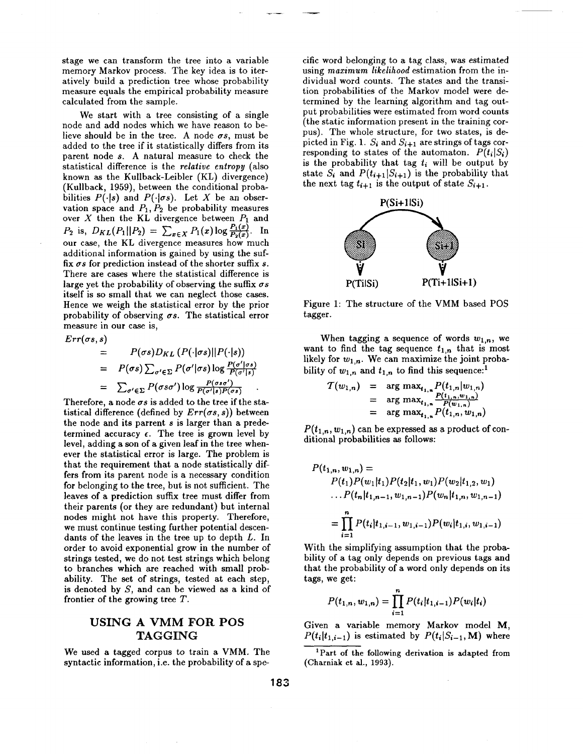stage we can transform the tree into a variable memory Markov process. The key idea is to iteratively build a prediction tree whose probability measure equals the empirical probability measure calculated from the sample.

We start with a tree consisting of a single node and add nodes which we have reason to believe should be in the tree. A node $\sigma s$, must be added to the tree if it statistically differs from its parent node $s$. A natural measure to check the statistical difference is the *relative entropy* (also known as the Kullback-Leibler (KL) divergence) (Kullback, 1959), between the conditional probabilities $P(\cdot|s)$ and $P(\cdot|\sigma s)$. Let $X$ be an observation space and $P_1, P_2$ be probability measures over $X$ then the KL divergence between $P_1$ and $P_2$ is, $D_{KL}(P_1||P_2) = \sum_{x \in X} P_1(x) \log \frac{P_1(x)}{P_2(x)}$. In our case, the KL divergence measures how much additional information is gained by using the suffix $\sigma s$ for prediction instead of the shorter suffix $s$. There are cases where the statistical difference is large yet the probability of observing the suffix $\sigma s$ itself is so small that we can neglect those cases. Hence we weigh the statistical error by the prior probability of observing $\sigma s$. The statistical error measure in our case is,

$$
\begin{aligned}
Err(\sigma s, s) &= P(\sigma s) D_{KL}\left(P(\cdot|\sigma s)||P(\cdot|s)\right) \\
&= P(\sigma s) \sum_{\sigma' \in \Sigma} P(\sigma'|\sigma s) \log \frac{P(\sigma'|\sigma s)}{P(\sigma'|s)} \\
&= \sum_{\sigma' \in \Sigma} P(\sigma s \sigma') \log \frac{P(\sigma s \sigma')}{P(\sigma'|s) P(\sigma s)}
\end{aligned}
$$

Therefore, a node $\sigma s$ is added to the tree if the statistical difference (defined by $Err(\sigma s, s)$) between the node and its parrent $s$ is larger than a predetermined accuracy $\epsilon$. The tree is grown level by level, adding a son of a given leaf in the tree whenever the statistical error is large. The problem is that the requirement that a node statistically differs from its parent node is a necessary condition for belonging to the tree, but is not sufficient. The leaves of a prediction suffix tree must differ from their parents (or they are redundant) but internal nodes might not have this property. Therefore, we must continue testing further potential descendants of the leaves in the tree up to depth $L$. In order to avoid exponential grow in the number of strings tested, we do not test strings which belong to branches which are reached with small probability. The set of strings, tested at each step, is denoted by $S$, and can be viewed as a kind of frontier of the growing tree $T$.

## USING A VMM FOR POS TAGGING

We used a tagged corpus to train a VMM. The syntactic information, i.e. the probability of a specific word belonging to a tag class, was estimated using *maximum likelihood* estimation from the individual word counts. The states and the transition probabilities of the Markov model were determined by the learning algorithm and tag output probabilities were estimated from word counts (the static information present in the training corpus). The whole structure, for two states, is depicted in Fig. 1. $S_i$ and $S_{i+1}$ are strings of tags corresponding to states of the automaton. $P(t_i|S_i)$ is the probability that tag $t_i$ will be output by state $S_i$ and $P(t_{i+1}|S_{i+1})$ is the probability that the next tag $t_{i+1}$ is the output of state $S_{i+1}$.

P(Si+1|Si)

P(Ti|Si) P(Ti+1|Si+1)

Figure 1: The structure of the VMM based POS tagger.

When tagging a sequence of words $w_{1,n}$, we want to find the tag sequence $t_{1,n}$ that is most likely for $w_{1,n}$. We can maximize the joint probability of $w_{1,n}$ and $t_{1,n}$ to find this sequence:[1]

$$
\begin{aligned}
\mathcal{T}(w_{1,n}) &= \arg\max_{t_{1,n}} P(t_{1,n}|w_{1,n}) \\
&= \arg\max_{t_{1,n}} \frac{P(t_{1,n}, w_{1,n})}{P(w_{1,n})} \\
&= \arg\max_{t_{1,n}} P(t_{1,n}, w_{1,n})
\end{aligned}
$$

$P(t_{1,n}, w_{1,n})$ can be expressed as a product of conditional probabilities as follows:

$$
\begin{aligned}
P(t_{1,n}, w_{1,n}) &= \\
&P(t_1)P(w_1|t_1)P(t_2|t_1, w_1)P(w_2|t_{1,2}, w_1) \\
&\ldots P(t_n|t_{1,n-1}, w_{1,n-1})P(w_n|t_{1,n}, w_{1,n-1}) \\
&= \prod_{i=1}^{n} P(t_i|t_{1,i-1}, w_{1,i-1})P(w_i|t_{1,i}, w_{1,i-1})
\end{aligned}
$$

With the simplifying assumption that the probability of a tag only depends on previous tags and that the probability of a word only depends on its tags, we get:

$$
P(t_{1,n}, w_{1,n}) = \prod_{i=1}^{n} P(t_i|t_{1,i-1})P(w_i|t_i)
$$

Given a variable memory Markov model $\mathbf{M}$, $P(t_i|t_{1,i-1})$ is estimated by $P(t_i|S_{i-1}, \mathbf{M})$ where

[1] Part of the following derivation is adapted from (Charniak et al., 1993).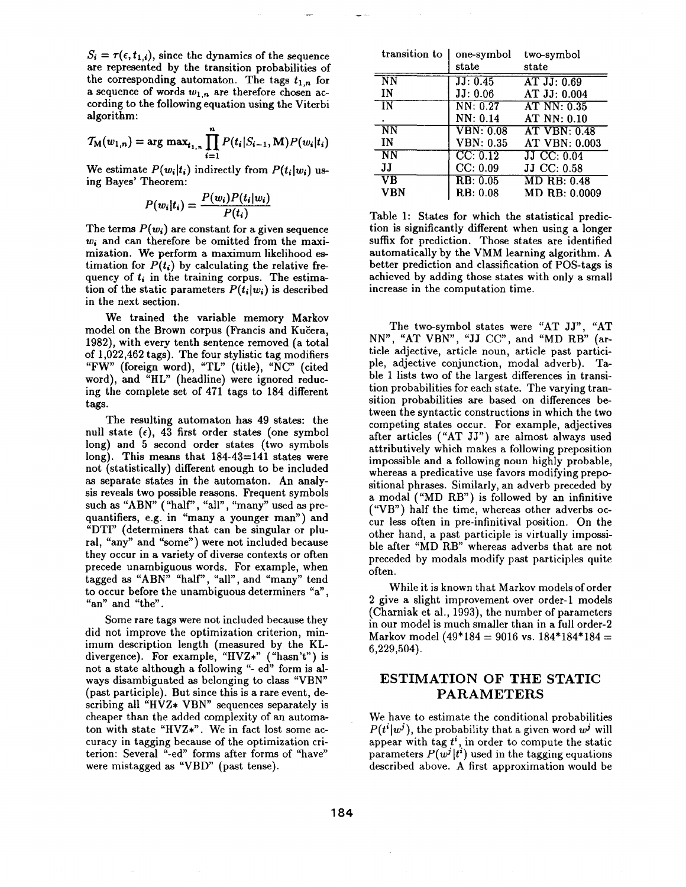$S_i = \tau(\epsilon, t_{1,i})$, since the dynamics of the sequence are represented by the transition probabilities of the corresponding automaton. The tags $t_{1,n}$ for a sequence of words $w_{1,n}$ are therefore chosen according to the following equation using the Viterbi algorithm:

$$\mathcal{T}_{\mathrm{M}}(w_{1,n}) = \arg\max_{t_{1,n}} \prod_{i=1}^{n} P(t_i|S_{i-1}, \mathrm{M}) P(w_i|t_i)$$

We estimate $P(w_i|t_i)$ indirectly from $P(t_i|w_i)$ using Bayes' Theorem:

$$P(w_i|t_i) = \frac{P(w_i)P(t_i|w_i)}{P(t_i)}$$

The terms $P(w_i)$ are constant for a given sequence $w_i$ and can therefore be omitted from the maximization. We perform a maximum likelihood estimation for $P(t_i)$ by calculating the relative frequency of $t_i$ in the training corpus. The estimation of the static parameters $P(t_i|w_i)$ is described in the next section.

We trained the variable memory Markov model on the Brown corpus (Francis and Kučera, 1982), with every tenth sentence removed (a total of 1,022,462 tags). The four stylistic tag modifiers "FW" (foreign word), "TL" (title), "NC" (cited word), and "HL" (headline) were ignored reducing the complete set of 471 tags to 184 different tags.

The resulting automaton has 49 states: the null state ($\epsilon$), 43 first order states (one symbol long) and 5 second order states (two symbols long). This means that 184-43=141 states were not (statistically) different enough to be included as separate states in the automaton. An analysis reveals two possible reasons. Frequent symbols such as "ABN" ("half", "all", "many" used as pre-quantifiers, e.g. in "many a younger man") and "DTI" (determiners that can be singular or plural, "any" and "some") were not included because they occur in a variety of diverse contexts or often precede unambiguous words. For example, when tagged as "ABN" "half", "all", and "many" tend to occur before the unambiguous determiners "a", "an" and "the".

Some rare tags were not included because they did not improve the optimization criterion, minimum description length (measured by the KL-divergence). For example, "HVZ*" ("hasn't") is not a state although a following "- ed" form is always disambiguated as belonging to class "VBN" (past participle). But since this is a rare event, describing all "HVZ* VBN" sequences separately is cheaper than the added complexity of an automaton with state "HVZ*". We in fact lost some accuracy in tagging because of the optimization criterion: Several "-ed" forms after forms of "have" were mistagged as "VBD" (past tense).

| transition to | one-symbol state | two-symbol state |
|---|---|---|
| NN | JJ: 0.45 | AT JJ: 0.69 |
| IN | JJ: 0.06 | AT JJ: 0.004 |
| IN | NN: 0.27 | AT NN: 0.35 |
| . | NN: 0.14 | AT NN: 0.10 |
| NN | VBN: 0.08 | AT VBN: 0.48 |
| IN | VBN: 0.35 | AT VBN: 0.003 |
| NN | CC: 0.12 | JJ CC: 0.04 |
| JJ | CC: 0.09 | JJ CC: 0.58 |
| VB | RB: 0.05 | MD RB: 0.48 |
| VBN | RB: 0.08 | MD RB: 0.0009 |

Table 1: States for which the statistical prediction is significantly different when using a longer suffix for prediction. Those states are identified automatically by the VMM learning algorithm. A better prediction and classification of POS-tags is achieved by adding those states with only a small increase in the computation time.

The two-symbol states were "AT JJ", "AT NN", "AT VBN", "JJ CC", and "MD RB" (article adjective, article noun, article past participle, adjective conjunction, modal adverb). Table 1 lists two of the largest differences in transition probabilities for each state. The varying transition probabilities are based on differences between the syntactic constructions in which the two competing states occur. For example, adjectives after articles ("AT JJ") are almost always used attributively which makes a following preposition impossible and a following noun highly probable, whereas a predicative use favors modifying prepositional phrases. Similarly, an adverb preceded by a modal ("MD RB") is followed by an infinitive ("VB") half the time, whereas other adverbs occur less often in pre-infinitival position. On the other hand, a past participle is virtually impossible after "MD RB" whereas adverbs that are not preceded by modals modify past participles quite often.

While it is known that Markov models of order 2 give a slight improvement over order-1 models (Charniak et al., 1993), the number of parameters in our model is much smaller than in a full order-2 Markov model (49\*184 = 9016 vs. 184\*184\*184 = 6,229,504).

## ESTIMATION OF THE STATIC PARAMETERS

We have to estimate the conditional probabilities $P(t^i|w^j)$, the probability that a given word $w^j$ will appear with tag $t^i$, in order to compute the static parameters $P(w^j|t^i)$ used in the tagging equations described above. A first approximation would be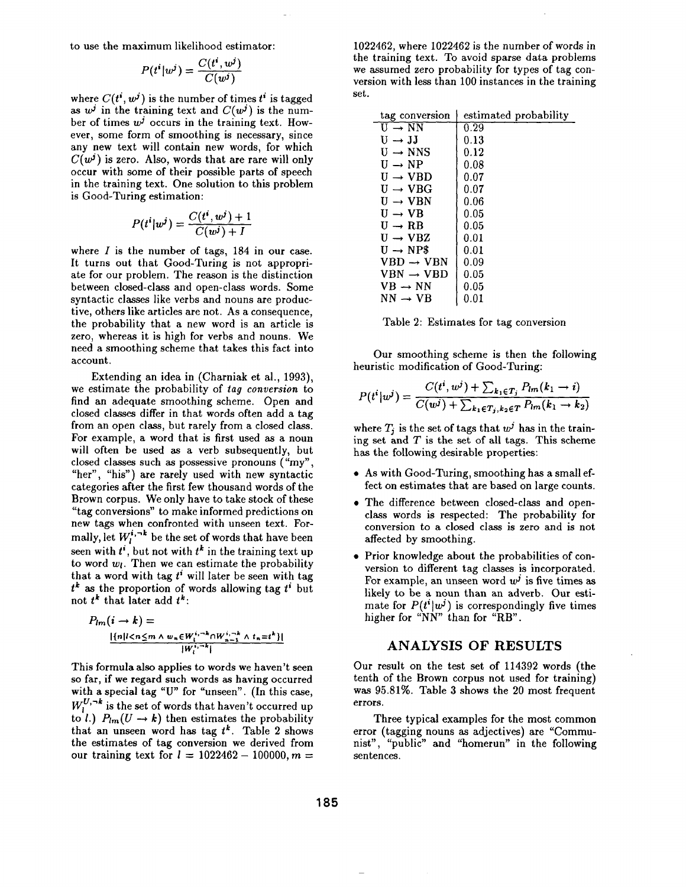to use the maximum likelihood estimator:

$$P(t^i|w^j) = \frac{C(t^i, w^j)}{C(w^j)}$$

where $C(t^i, w^j)$ is the number of times $t^i$ is tagged as $w^j$ in the training text and $C(w^j)$ is the number of times $w^j$ occurs in the training text. However, some form of smoothing is necessary, since any new text will contain new words, for which $C(w^j)$ is zero. Also, words that are rare will only occur with some of their possible parts of speech in the training text. One solution to this problem is Good-Turing estimation:

$$P(t^i|w^j) = \frac{C(t^i, w^j) + 1}{C(w^j) + I}$$

where $I$ is the number of tags, 184 in our case. It turns out that Good-Turing is not appropriate for our problem. The reason is the distinction between closed-class and open-class words. Some syntactic classes like verbs and nouns are productive, others like articles are not. As a consequence, the probability that a new word is an article is zero, whereas it is high for verbs and nouns. We need a smoothing scheme that takes this fact into account.

Extending an idea in (Charniak et al., 1993), we estimate the probability of *tag conversion* to find an adequate smoothing scheme. Open and closed classes differ in that words often add a tag from an open class, but rarely from a closed class. For example, a word that is first used as a noun will often be used as a verb subsequently, but closed classes such as possessive pronouns ("my", "her", "his") are rarely used with new syntactic categories after the first few thousand words of the Brown corpus. We only have to take stock of these "tag conversions" to make informed predictions on new tags when confronted with unseen text. Formally, let $W_l^{i,\neg k}$ be the set of words that have been seen with $t^i$, but not with $t^k$ in the training text up to word $w_l$. Then we can estimate the probability that a word with tag $t^i$ will later be seen with tag $t^k$ as the proportion of words allowing tag $t^i$ but not $t^k$ that later add $t^k$:

$$P_{lm}(i \rightarrow k) = \frac{|\{n | l < n \leq m \wedge w_n \in W_l^{i,\neg k} \cap W_{n-1}^{i,\neg k} \wedge t_n = t^k\}|}{|W_l^{i,\neg k}|}$$

This formula also applies to words we haven't seen so far, if we regard such words as having occurred with a special tag "U" for "unseen". (In this case, $W_l^{U,\neg k}$ is the set of words that haven't occurred up to $l$.) $P_{lm}(U \rightarrow k)$ then estimates the probability that an unseen word has tag $t^k$. Table 2 shows the estimates of tag conversion we derived from our training text for $l = 1022462 - 100000, m = 1022462$, where 1022462 is the number of words in the training text. To avoid sparse data problems we assumed zero probability for types of tag conversion with less than 100 instances in the training set.

| tag conversion | estimated probability |
|---|---|
| U → NN | 0.29 |
| U → JJ | 0.13 |
| U → NNS | 0.12 |
| U → NP | 0.08 |
| U → VBD | 0.07 |
| U → VBG | 0.07 |
| U → VBN | 0.06 |
| U → VB | 0.05 |
| U → RB | 0.05 |
| U → VBZ | 0.01 |
| U → NP$ | 0.01 |
| VBD → VBN | 0.09 |
| VBN → VBD | 0.05 |
| VB → NN | 0.05 |
| NN → VB | 0.01 |

Table 2: Estimates for tag conversion

Our smoothing scheme is then the following heuristic modification of Good-Turing:

$$P(t^i|w^j) = \frac{C(t^i, w^j) + \sum_{k_1 \in T_j} P_{lm}(k_1 \rightarrow i)}{C(w^j) + \sum_{k_1 \in T_j, k_2 \in T} P_{lm}(k_1 \rightarrow k_2)}$$

where $T_j$ is the set of tags that $w^j$ has in the training set and $T$ is the set of all tags. This scheme has the following desirable properties:

- As with Good-Turing, smoothing has a small effect on estimates that are based on large counts.
- The difference between closed-class and open-class words is respected: The probability for conversion to a closed class is zero and is not affected by smoothing.
- Prior knowledge about the probabilities of conversion to different tag classes is incorporated. For example, an unseen word $w^j$ is five times as likely to be a noun than an adverb. Our estimate for $P(t^i|w^j)$ is correspondingly five times higher for "NN" than for "RB".

## ANALYSIS OF RESULTS

Our result on the test set of 114392 words (the tenth of the Brown corpus not used for training) was 95.81%. Table 3 shows the 20 most frequent errors.

Three typical examples for the most common error (tagging nouns as adjectives) are "Communist", "public" and "homerun" in the following sentences.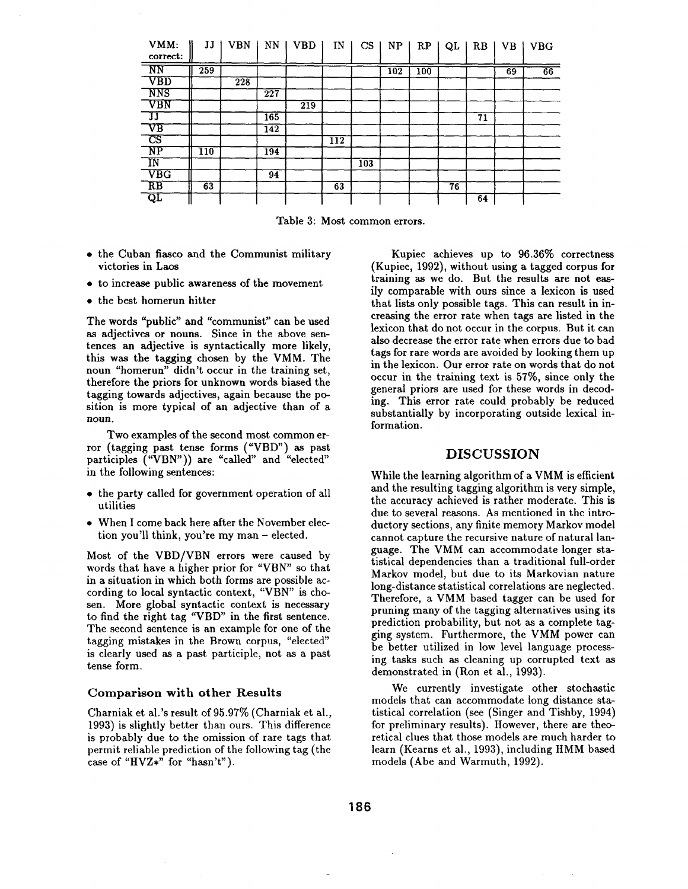| VMM: correct: | JJ | VBN | NN | VBD | IN | CS | NP | RP | QL | RB | VB | VBG |
|---|---|---|---|---|---|---|---|---|---|---|---|---|
| NN | 259 | | | | | | 102 | 100 | | | 69 | 66 |
| VBD | | 228 | | | | | | | | | | |
| NNS | | | 227 | | | | | | | | | |
| VBN | | | | 219 | | | | | | | | |
| JJ | | | 165 | | | | | | | 71 | | |
| VB | | | 142 | | | | | | | | | |
| CS | | | | | 112 | | | | | | | |
| NP | 110 | | 194 | | | | | | | | | |
| IN | | | | | | 103 | | | | | | |
| VBG | | | 94 | | | | | | | | | |
| RB | 63 | | | | 63 | | | | 76 | | | |
| QL | | | | | | | | | | 64 | | |

Table 3: Most common errors.

- the Cuban fiasco and the Communist military victories in Laos
- to increase public awareness of the movement
- the best homerun hitter

The words "public" and "communist" can be used as adjectives or nouns. Since in the above sentences an adjective is syntactically more likely, this was the tagging chosen by the VMM. The noun "homerun" didn't occur in the training set, therefore the priors for unknown words biased the tagging towards adjectives, again because the position is more typical of an adjective than of a noun.

Two examples of the second most common error (tagging past tense forms ("VBD") as past participles ("VBN")) are "called" and "elected" in the following sentences:

- the party called for government operation of all utilities
- When I come back here after the November election you'll think, you're my man – elected.

Most of the VBD/VBN errors were caused by words that have a higher prior for "VBN" so that in a situation in which both forms are possible according to local syntactic context, "VBN" is chosen. More global syntactic context is necessary to find the right tag "VBD" in the first sentence. The second sentence is an example for one of the tagging mistakes in the Brown corpus, "elected" is clearly used as a past participle, not as a past tense form.

### Comparison with other Results

Charniak et al.'s result of 95.97% (Charniak et al., 1993) is slightly better than ours. This difference is probably due to the omission of rare tags that permit reliable prediction of the following tag (the case of "HVZ*" for "hasn't").

Kupiec achieves up to 96.36% correctness (Kupiec, 1992), without using a tagged corpus for training as we do. But the results are not easily comparable with ours since a lexicon is used that lists only possible tags. This can result in increasing the error rate when tags are listed in the lexicon that do not occur in the corpus. But it can also decrease the error rate when errors due to bad tags for rare words are avoided by looking them up in the lexicon. Our error rate on words that do not occur in the training text is 57%, since only the general priors are used for these words in decoding. This error rate could probably be reduced substantially by incorporating outside lexical information.

## DISCUSSION

While the learning algorithm of a VMM is efficient and the resulting tagging algorithm is very simple, the accuracy achieved is rather moderate. This is due to several reasons. As mentioned in the introductory sections, any finite memory Markov model cannot capture the recursive nature of natural language. The VMM can accommodate longer statistical dependencies than a traditional full-order Markov model, but due to its Markovian nature long-distance statistical correlations are neglected. Therefore, a VMM based tagger can be used for pruning many of the tagging alternatives using its prediction probability, but not as a complete tagging system. Furthermore, the VMM power can be better utilized in low level language processing tasks such as cleaning up corrupted text as demonstrated in (Ron et al., 1993).

We currently investigate other stochastic models that can accommodate long distance statistical correlation (see (Singer and Tishby, 1994) for preliminary results). However, there are theoretical clues that those models are much harder to learn (Kearns et al., 1993), including HMM based models (Abe and Warmuth, 1992).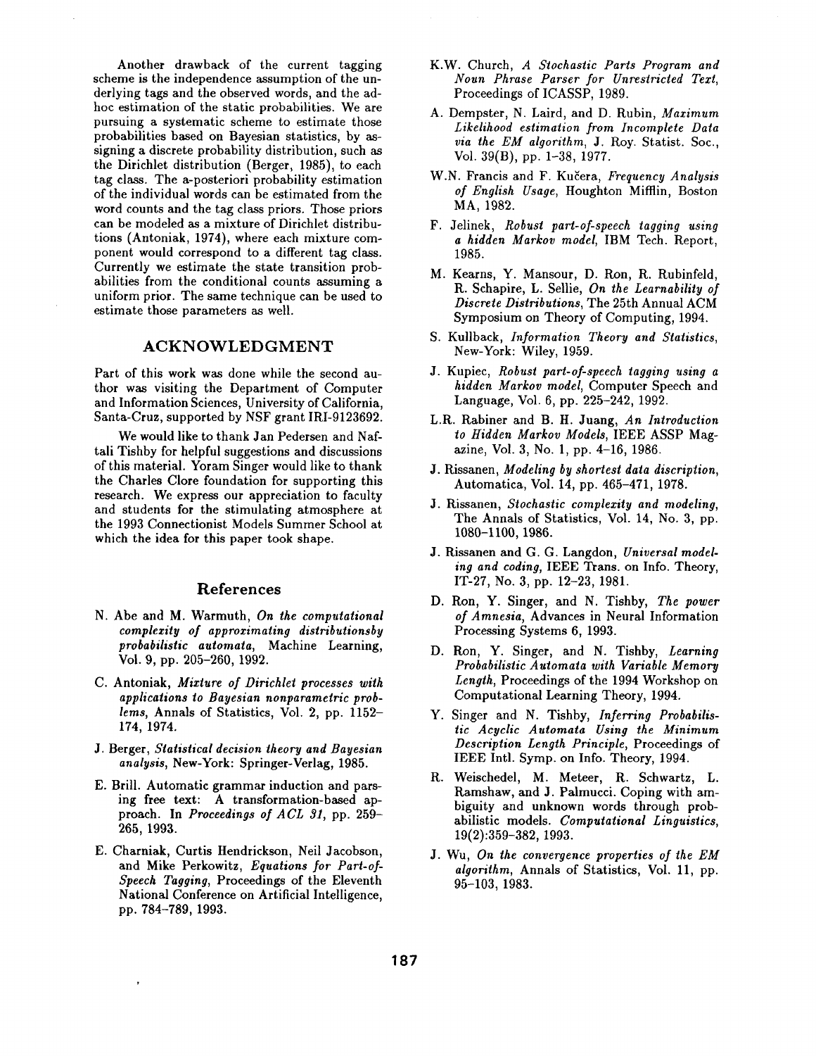Another drawback of the current tagging scheme is the independence assumption of the underlying tags and the observed words, and the ad-hoc estimation of the static probabilities. We are pursuing a systematic scheme to estimate those probabilities based on Bayesian statistics, by assigning a discrete probability distribution, such as the Dirichlet distribution (Berger, 1985), to each tag class. The a-posteriori probability estimation of the individual words can be estimated from the word counts and the tag class priors. Those priors can be modeled as a mixture of Dirichlet distributions (Antoniak, 1974), where each mixture component would correspond to a different tag class. Currently we estimate the state transition probabilities from the conditional counts assuming a uniform prior. The same technique can be used to estimate those parameters as well.

## ACKNOWLEDGMENT

Part of this work was done while the second author was visiting the Department of Computer and Information Sciences, University of California, Santa-Cruz, supported by NSF grant IRI-9123692.

We would like to thank Jan Pedersen and Naftali Tishby for helpful suggestions and discussions of this material. Yoram Singer would like to thank the Charles Clore foundation for supporting this research. We express our appreciation to faculty and students for the stimulating atmosphere at the 1993 Connectionist Models Summer School at which the idea for this paper took shape.

## References

N. Abe and M. Warmuth, *On the computational complexity of approximating distributionsby probabilistic automata*, Machine Learning, Vol. 9, pp. 205–260, 1992.

C. Antoniak, *Mixture of Dirichlet processes with applications to Bayesian nonparametric problems*, Annals of Statistics, Vol. 2, pp. 1152–174, 1974.

J. Berger, *Statistical decision theory and Bayesian analysis*, New-York: Springer-Verlag, 1985.

E. Brill. Automatic grammar induction and parsing free text: A transformation-based approach. In *Proceedings of ACL 31*, pp. 259–265, 1993.

E. Charniak, Curtis Hendrickson, Neil Jacobson, and Mike Perkowitz, *Equations for Part-of-Speech Tagging*, Proceedings of the Eleventh National Conference on Artificial Intelligence, pp. 784–789, 1993.

K.W. Church, *A Stochastic Parts Program and Noun Phrase Parser for Unrestricted Text*, Proceedings of ICASSP, 1989.

A. Dempster, N. Laird, and D. Rubin, *Maximum Likelihood estimation from Incomplete Data via the EM algorithm*, J. Roy. Statist. Soc., Vol. 39(B), pp. 1–38, 1977.

W.N. Francis and F. Kučera, *Frequency Analysis of English Usage*, Houghton Mifflin, Boston MA, 1982.

F. Jelinek, *Robust part-of-speech tagging using a hidden Markov model*, IBM Tech. Report, 1985.

M. Kearns, Y. Mansour, D. Ron, R. Rubinfeld, R. Schapire, L. Sellie, *On the Learnability of Discrete Distributions*, The 25th Annual ACM Symposium on Theory of Computing, 1994.

S. Kullback, *Information Theory and Statistics*, New-York: Wiley, 1959.

J. Kupiec, *Robust part-of-speech tagging using a hidden Markov model*, Computer Speech and Language, Vol. 6, pp. 225–242, 1992.

L.R. Rabiner and B. H. Juang, *An Introduction to Hidden Markov Models*, IEEE ASSP Magazine, Vol. 3, No. 1, pp. 4–16, 1986.

J. Rissanen, *Modeling by shortest data discription*, Automatica, Vol. 14, pp. 465–471, 1978.

J. Rissanen, *Stochastic complexity and modeling*, The Annals of Statistics, Vol. 14, No. 3, pp. 1080–1100, 1986.

J. Rissanen and G. G. Langdon, *Universal modeling and coding*, IEEE Trans. on Info. Theory, IT-27, No. 3, pp. 12–23, 1981.

D. Ron, Y. Singer, and N. Tishby, *The power of Amnesia*, Advances in Neural Information Processing Systems 6, 1993.

D. Ron, Y. Singer, and N. Tishby, *Learning Probabilistic Automata with Variable Memory Length*, Proceedings of the 1994 Workshop on Computational Learning Theory, 1994.

Y. Singer and N. Tishby, *Inferring Probabilistic Acyclic Automata Using the Minimum Description Length Principle*, Proceedings of IEEE Intl. Symp. on Info. Theory, 1994.

R. Weischedel, M. Meteer, R. Schwartz, L. Ramshaw, and J. Palmucci. Coping with ambiguity and unknown words through probabilistic models. *Computational Linguistics*, 19(2):359–382, 1993.

J. Wu, *On the convergence properties of the EM algorithm*, Annals of Statistics, Vol. 11, pp. 95–103, 1983.